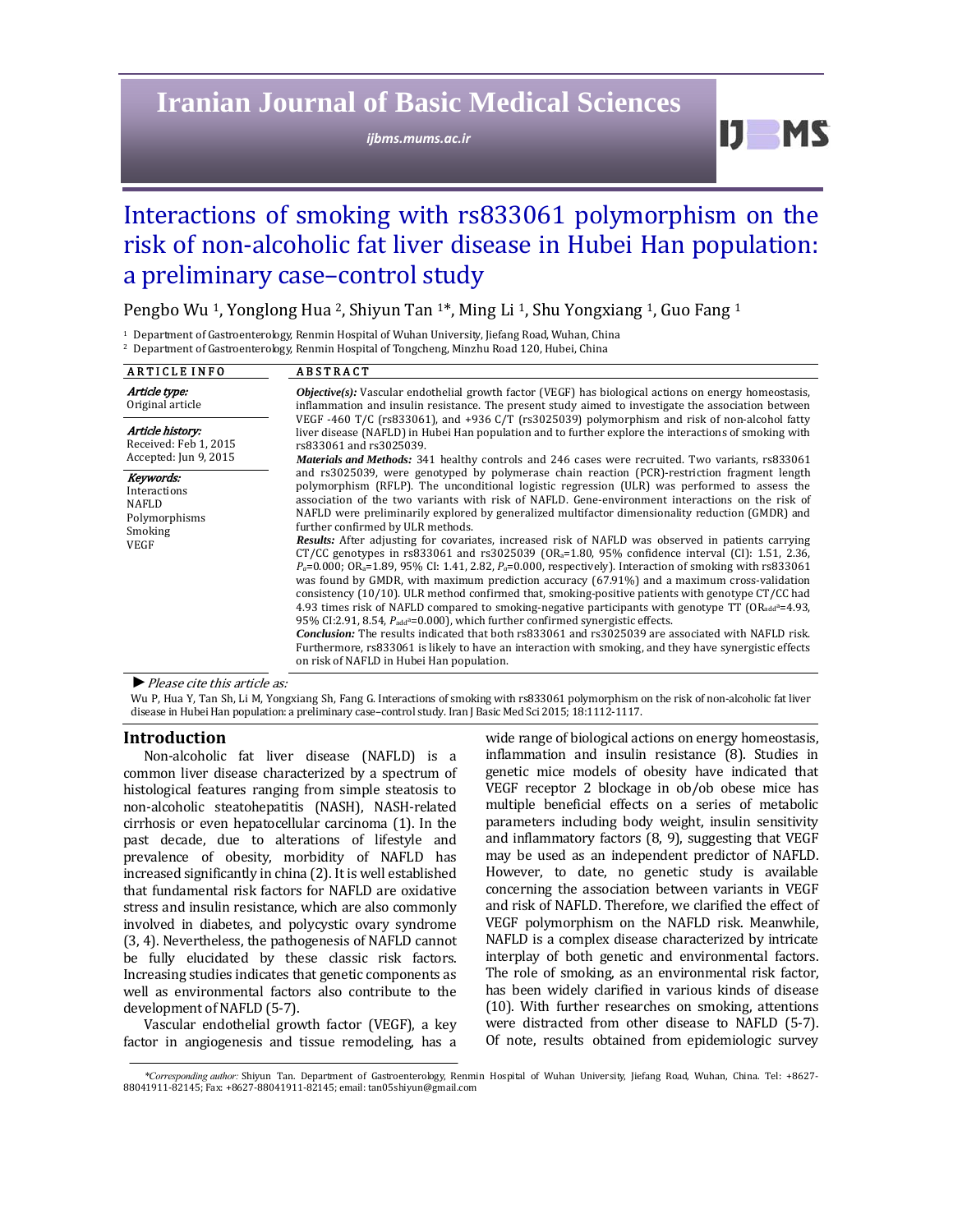# Interactions of smoking with rs833061 polymorphism on the risk of non-alcoholic fat liver disease in Hubei Han population: a preliminary case–control study

Pengbo Wu [1], Yonglong Hua [2], Shiyun Tan [1]*, Ming Li [1], Shu Yongxiang [1], Guo Fang [1]

[1] Department of Gastroenterology, Renmin Hospital of Wuhan University, Jiefang Road, Wuhan, China
[2] Department of Gastroenterology, Renmin Hospital of Tongcheng, Minzhu Road 120, Hubei, China

**ARTICLE INFO**

***Article type:***
Original article

***Article history:***
Received: Feb 1, 2015
Accepted: Jun 9, 2015

***Keywords:***
Interactions
NAFLD
Polymorphisms
Smoking
VEGF

**ABSTRACT**

***Objective(s):*** Vascular endothelial growth factor (VEGF) has biological actions on energy homeostasis, inflammation and insulin resistance. The present study aimed to investigate the association between VEGF -460 T/C (rs833061), and +936 C/T (rs3025039) polymorphism and risk of non-alcohol fatty liver disease (NAFLD) in Hubei Han population and to further explore the interactions of smoking with rs833061 and rs3025039.

***Materials and Methods:*** 341 healthy controls and 246 cases were recruited. Two variants, rs833061 and rs3025039, were genotyped by polymerase chain reaction (PCR)-restriction fragment length polymorphism (RFLP). The unconditional logistic regression (ULR) was performed to assess the association of the two variants with risk of NAFLD. Gene-environment interactions on the risk of NAFLD were preliminarily explored by generalized multifactor dimensionality reduction (GMDR) and further confirmed by ULR methods.

***Results:*** After adjusting for covariates, increased risk of NAFLD was observed in patients carrying CT/CC genotypes in rs833061 and rs3025039 ($OR_a$=1.80, 95% confidence interval (CI): 1.51, 2.36, $P_a$=0.000; $OR_a$=1.89, 95% CI: 1.41, 2.82, $P_a$=0.000, respectively). Interaction of smoking with rs833061 was found by GMDR, with maximum prediction accuracy (67.91%) and a maximum cross-validation consistency (10/10). ULR method confirmed that, smoking-positive patients with genotype CT/CC had 4.93 times risk of NAFLD compared to smoking-negative participants with genotype TT ($OR_{add}^{a}$=4.93, 95% CI:2.91, 8.54, $P_{add}^{a}$=0.000), which further confirmed synergistic effects.

***Conclusion:*** The results indicated that both rs833061 and rs3025039 are associated with NAFLD risk. Furthermore, rs833061 is likely to have an interaction with smoking, and they have synergistic effects on risk of NAFLD in Hubei Han population.

► *Please cite this article as:*

Wu P, Hua Y, Tan Sh, Li M, Yongxiang Sh, Fang G. Interactions of smoking with rs833061 polymorphism on the risk of non-alcoholic fat liver disease in Hubei Han population: a preliminary case–control study. Iran J Basic Med Sci 2015; 18:1112-1117.

## Introduction

Non-alcoholic fat liver disease (NAFLD) is a common liver disease characterized by a spectrum of histological features ranging from simple steatosis to non-alcoholic steatohepatitis (NASH), NASH-related cirrhosis or even hepatocellular carcinoma (1). In the past decade, due to alterations of lifestyle and prevalence of obesity, morbidity of NAFLD has increased significantly in china (2). It is well established that fundamental risk factors for NAFLD are oxidative stress and insulin resistance, which are also commonly involved in diabetes, and polycystic ovary syndrome (3, 4). Nevertheless, the pathogenesis of NAFLD cannot be fully elucidated by these classic risk factors. Increasing studies indicates that genetic components as well as environmental factors also contribute to the development of NAFLD (5-7).

Vascular endothelial growth factor (VEGF), a key factor in angiogenesis and tissue remodeling, has a wide range of biological actions on energy homeostasis, inflammation and insulin resistance (8). Studies in genetic mice models of obesity have indicated that VEGF receptor 2 blockage in ob/ob obese mice has multiple beneficial effects on a series of metabolic parameters including body weight, insulin sensitivity and inflammatory factors (8, 9), suggesting that VEGF may be used as an independent predictor of NAFLD. However, to date, no genetic study is available concerning the association between variants in VEGF and risk of NAFLD. Therefore, we clarified the effect of VEGF polymorphism on the NAFLD risk. Meanwhile, NAFLD is a complex disease characterized by intricate interplay of both genetic and environmental factors. The role of smoking, as an environmental risk factor, has been widely clarified in various kinds of disease (10). With further researches on smoking, attentions were distracted from other disease to NAFLD (5-7). Of note, results obtained from epidemiologic survey

*\*Corresponding author:* Shiyun Tan. Department of Gastroenterology, Renmin Hospital of Wuhan University, Jiefang Road, Wuhan, China. Tel: +8627-88041911-82145; Fax: +8627-88041911-82145; email: tan05shiyun@gmail.com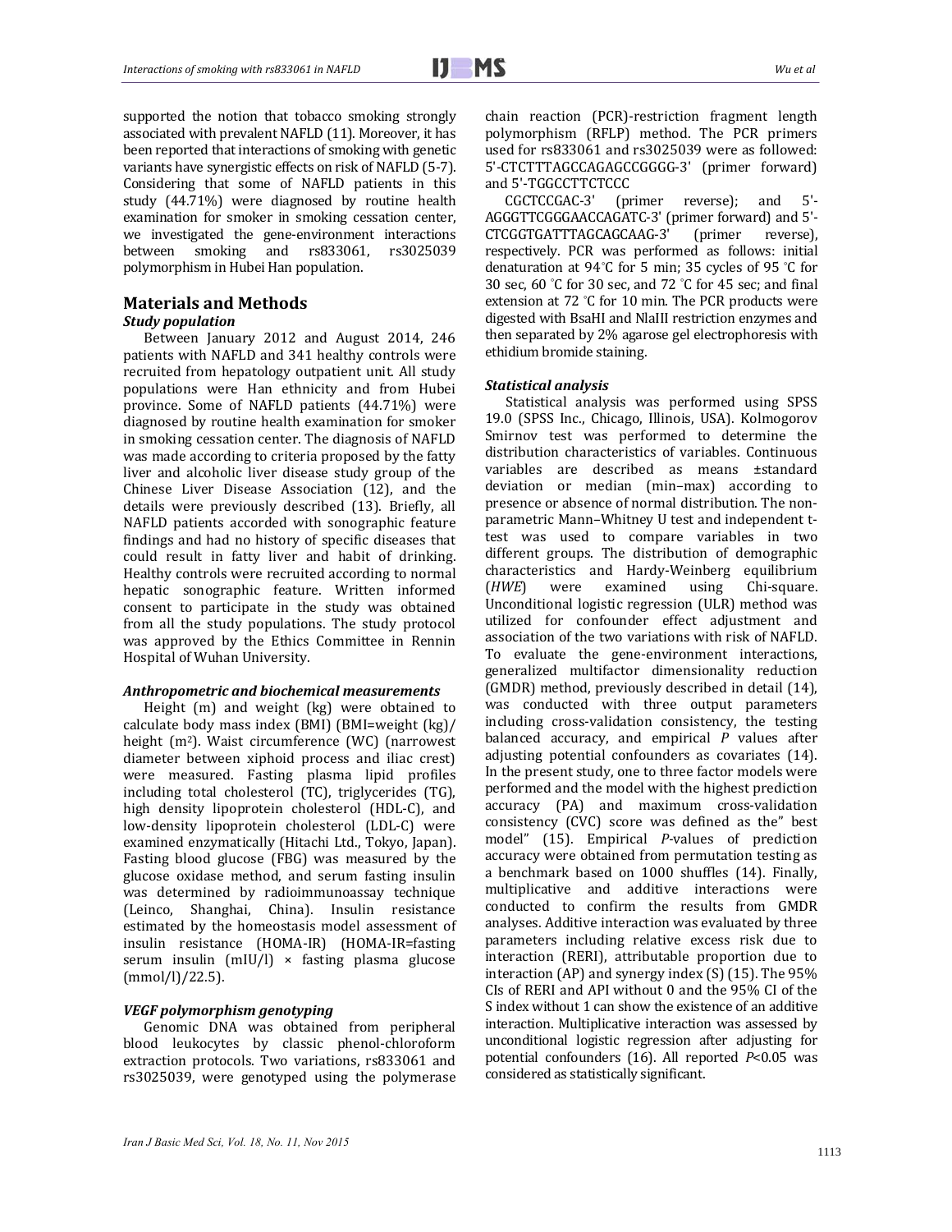supported the notion that tobacco smoking strongly associated with prevalent NAFLD (11). Moreover, it has been reported that interactions of smoking with genetic variants have synergistic effects on risk of NAFLD (5-7). Considering that some of NAFLD patients in this study (44.71%) were diagnosed by routine health examination for smoker in smoking cessation center, we investigated the gene-environment interactions between smoking and rs833061, rs3025039 polymorphism in Hubei Han population.

## Materials and Methods

### *Study population*

Between January 2012 and August 2014, 246 patients with NAFLD and 341 healthy controls were recruited from hepatology outpatient unit. All study populations were Han ethnicity and from Hubei province. Some of NAFLD patients (44.71%) were diagnosed by routine health examination for smoker in smoking cessation center. The diagnosis of NAFLD was made according to criteria proposed by the fatty liver and alcoholic liver disease study group of the Chinese Liver Disease Association (12), and the details were previously described (13). Briefly, all NAFLD patients accorded with sonographic feature findings and had no history of specific diseases that could result in fatty liver and habit of drinking. Healthy controls were recruited according to normal hepatic sonographic feature. Written informed consent to participate in the study was obtained from all the study populations. The study protocol was approved by the Ethics Committee in Rennin Hospital of Wuhan University.

### *Anthropometric and biochemical measurements*

Height (m) and weight (kg) were obtained to calculate body mass index (BMI) (BMI=weight (kg)/ height ($m^2$). Waist circumference (WC) (narrowest diameter between xiphoid process and iliac crest) were measured. Fasting plasma lipid profiles including total cholesterol (TC), triglycerides (TG), high density lipoprotein cholesterol (HDL-C), and low-density lipoprotein cholesterol (LDL-C) were examined enzymatically (Hitachi Ltd., Tokyo, Japan). Fasting blood glucose (FBG) was measured by the glucose oxidase method, and serum fasting insulin was determined by radioimmunoassay technique (Leinco, Shanghai, China). Insulin resistance estimated by the homeostasis model assessment of insulin resistance (HOMA-IR) (HOMA-IR=fasting serum insulin (mIU/l) × fasting plasma glucose (mmol/l)/22.5).

### *VEGF polymorphism genotyping*

Genomic DNA was obtained from peripheral blood leukocytes by classic phenol-chloroform extraction protocols. Two variations, rs833061 and rs3025039, were genotyped using the polymerase chain reaction (PCR)-restriction fragment length polymorphism (PCR-RFLP) method. The PCR primers used for rs833061 and rs3025039 were as followed: 5'-CTCTTTAGCCAGAGCCGGGG-3' (primer forward) and 5'-TGGCCTTCTCCC CGCTCCGAC-3' (primer reverse); and 5'-AGGGTTCGGGAACCAGATC-3' (primer forward) and 5'-CTCGGTGATTTAGCAGCAAG-3' (primer reverse), respectively. PCR was performed as follows: initial denaturation at 94 °C for 5 min; 35 cycles of 95 °C for 30 sec, 60 °C for 30 sec, and 72 °C for 45 sec; and final extension at 72 °C for 10 min. The PCR products were digested with BsaHI and NlaIII restriction enzymes and then separated by 2% agarose gel electrophoresis with ethidium bromide staining.

### *Statistical analysis*

Statistical analysis was performed using SPSS 19.0 (SPSS Inc., Chicago, Illinois, USA). Kolmogorov Smirnov test was performed to determine the distribution characteristics of variables. Continuous variables are described as means ±standard deviation or median (min–max) according to presence or absence of normal distribution. The non-parametric Mann–Whitney U test and independent t-test was used to compare variables in two different groups. The distribution of demographic characteristics and Hardy-Weinberg equilibrium (*HWE*) were examined using Chi-square. Unconditional logistic regression (ULR) method was utilized for confounder effect adjustment and association of the two variations with risk of NAFLD. To evaluate the gene-environment interactions, generalized multifactor dimensionality reduction (GMDR) method, previously described in detail (14), was conducted with three output parameters including cross-validation consistency, the testing balanced accuracy, and empirical *P* values after adjusting potential confounders as covariates (14). In the present study, one to three factor models were performed and the model with the highest prediction accuracy (PA) and maximum cross-validation consistency (CVC) score was defined as the" best model" (15). Empirical *P*-values of prediction accuracy were obtained from permutation testing as a benchmark based on 1000 shuffles (14). Finally, multiplicative and additive interactions were conducted to confirm the results from GMDR analyses. Additive interaction was evaluated by three parameters including relative excess risk due to interaction (RERI), attributable proportion due to interaction (AP) and synergy index (S) (15). The 95% CIs of RERI and API without 0 and the 95% CI of the S index without 1 can show the existence of an additive interaction. Multiplicative interaction was assessed by unconditional logistic regression after adjusting for potential confounders (16). All reported $P<0.05$ was considered as statistically significant.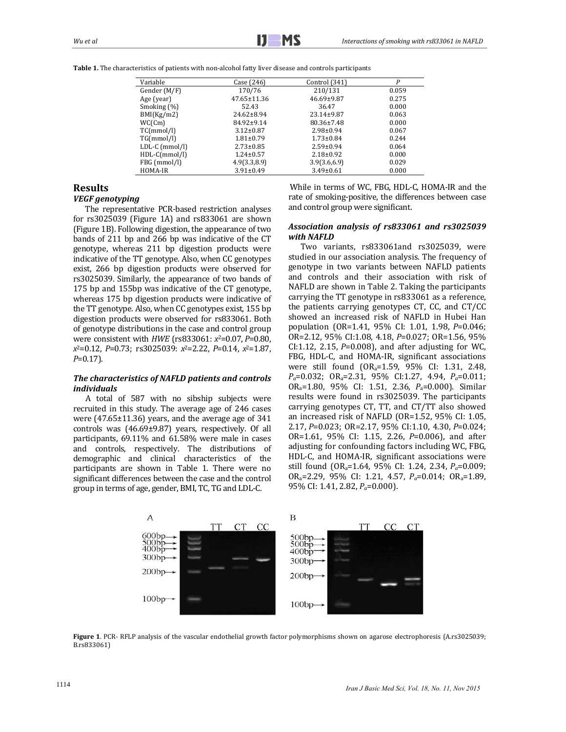**Table 1.** The characteristics of patients with non-alcohol fatty liver disease and controls participants

| Variable | Case (246) | Control (341) | *P* |
|---|---|---|---|
| Gender (M/F) | 170/76 | 210/131 | 0.059 |
| Age (year) | 47.65±11.36 | 46.69±9.87 | 0.275 |
| Smoking (%) | 52.43 | 36.47 | 0.000 |
| BMI(Kg/m2) | 24.62±8.94 | 23.14±9.87 | 0.063 |
| WC(Cm) | 84.92±9.14 | 80.36±7.48 | 0.000 |
| TC(mmol/l) | 3.12±0.87 | 2.98±0.94 | 0.067 |
| TG(mmol/l) | 1.81±0.79 | 1.73±0.84 | 0.244 |
| LDL-C (mmol/l) | 2.73±0.85 | 2.59±0.94 | 0.064 |
| HDL-C(mmol/l) | 1.24±0.57 | 2.18±0.92 | 0.000 |
| FBG (mmol/l) | 4.9(3.3,8.9) | 3.9(3.6,6.9) | 0.029 |
| HOMA-IR | 3.91±0.49 | 3.49±0.61 | 0.000 |

## Results

### *VEGF genotyping*

The representative PCR-based restriction analyses for rs3025039 (Figure 1A) and rs833061 are shown (Figure 1B). Following digestion, the appearance of two bands of 211 bp and 266 bp was indicative of the CT genotype, whereas 211 bp digestion products were indicative of the TT genotype. Also, when CC genotypes exist, 266 bp digestion products were observed for rs3025039. Similarly, the appearance of two bands of 175 bp and 155bp was indicative of the CT genotype, whereas 175 bp digestion products were indicative of the TT genotype. Also, when CC genotypes exist, 155 bp digestion products were observed for rs833061. Both of genotype distributions in the case and control group were consistent with *HWE* (rs833061: $x^2$=0.07, *P*=0.80, $x^2$=0.12, *P*=0.73; rs3025039: $x^2$=2.22, *P*=0.14, $x^2$=1.87, *P*=0.17).

### *The characteristics of NAFLD patients and controls individuals*

A total of 587 with no sibship subjects were recruited in this study. The average age of 246 cases were (47.65±11.36) years, and the average age of 341 controls was (46.69±9.87) years, respectively. Of all participants, 69.11% and 61.58% were male in cases and controls, respectively. The distributions of demographic and clinical characteristics of the participants are shown in Table 1. There were no significant differences between the case and the control group in terms of age, gender, BMI, TC, TG and LDL-C. While in terms of WC, FBG, HDL-C, HOMA-IR and the rate of smoking-positive, the differences between case and control group were significant.

### *Association analysis of rs833061 and rs3025039 with NAFLD*

Two variants, rs833061and rs3025039, were studied in our association analysis. The frequency of genotype in two variants between NAFLD patients and controls and their association with risk of NAFLD are shown in Table 2. Taking the participants carrying the TT genotype in rs833061 as a reference, the patients carrying genotypes CT, CC, and CT/CC showed an increased risk of NAFLD in Hubei Han population (OR=1.41, 95% CI: 1.01, 1.98, *P*=0.046; OR=2.12, 95% CI:1.08, 4.18, *P*=0.027; OR=1.56, 95% CI:1.12, 2.15, *P*=0.008), and after adjusting for WC, FBG, HDL-C, and HOMA-IR, significant associations were still found ($OR_a$=1.59, 95% CI: 1.31, 2.48, $P_a$=0.032; $OR_a$=2.31, 95% CI:1.27, 4.94, $P_a$=0.011; $OR_a$=1.80, 95% CI: 1.51, 2.36, $P_a$=0.000). Similar results were found in rs3025039. The participants carrying genotypes CT, TT, and CT/TT also showed an increased risk of NAFLD (OR=1.52, 95% CI: 1.05, 2.17, *P*=0.023; OR=2.17, 95% CI:1.10, 4.30, *P*=0.024; OR=1.61, 95% CI: 1.15, 2.26, *P*=0.006), and after adjusting for confounding factors including WC, FBG, HDL-C, and HOMA-IR, significant associations were still found ($OR_a$=1.64, 95% CI: 1.24, 2.34, $P_a$=0.009; $OR_a$=2.29, 95% CI: 1.21, 4.57, $P_a$=0.014; $OR_a$=1.89, 95% CI: 1.41, 2.82, $P_a$=0.000).

**Figure 1**. PCR- RFLP analysis of the vascular endothelial growth factor polymorphisms shown on agarose electrophoresis (A.rs3025039; B.rs833061)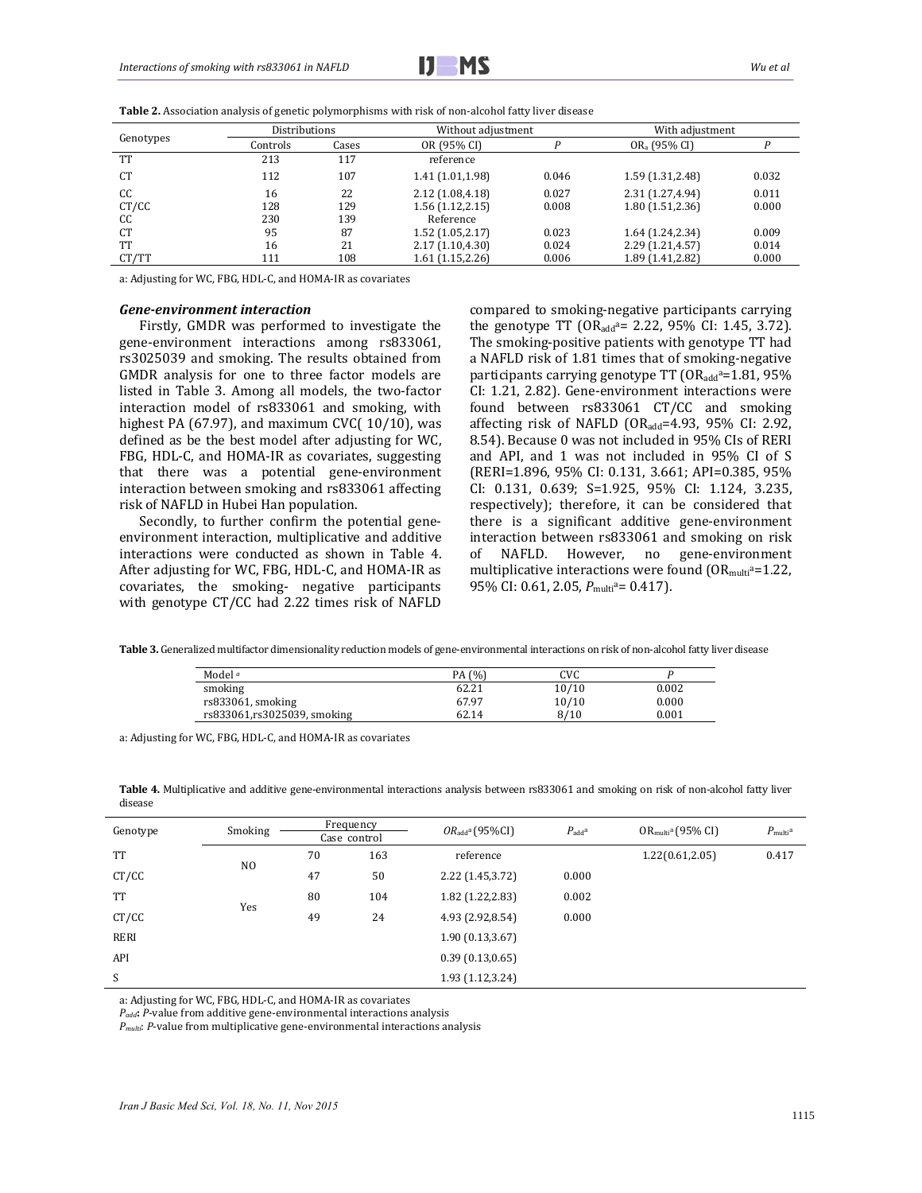**Table 2.** Association analysis of genetic polymorphisms with risk of non-alcohol fatty liver disease

| Genotypes | Distributions | | Without adjustment | | With adjustment | |
|---|---|---|---|---|---|---|
| | Controls | Cases | OR (95% CI) | *P* | $OR_a$ (95% CI) | *P* |
| TT | 213 | 117 | reference | | | |
| CT | 112 | 107 | 1.41 (1.01,1.98) | 0.046 | 1.59 (1.31,2.48) | 0.032 |
| CC | 16 | 22 | 2.12 (1.08,4.18) | 0.027 | 2.31 (1.27,4.94) | 0.011 |
| CT/CC | 128 | 129 | 1.56 (1.12,2.15) | 0.008 | 1.80 (1.51,2.36) | 0.000 |
| CC | 230 | 139 | Reference | | | |
| CT | 95 | 87 | 1.52 (1.05,2.17) | 0.023 | 1.64 (1.24,2.34) | 0.009 |
| TT | 16 | 21 | 2.17 (1.10,4.30) | 0.024 | 2.29 (1.21,4.57) | 0.014 |
| CT/TT | 111 | 108 | 1.61 (1.15,2.26) | 0.006 | 1.89 (1.41,2.82) | 0.000 |

a: Adjusting for WC, FBG, HDL-C, and HOMA-IR as covariates

### *Gene-environment interaction*

Firstly, GMDR was performed to investigate the gene-environment interactions among rs833061, rs3025039 and smoking. The results obtained from GMDR analysis for one to three factor models are listed in Table 3. Among all models, the two-factor interaction model of rs833061 and smoking, with highest PA (67.97), and maximum CVC( 10/10), was defined as be the best model after adjusting for WC, FBG, HDL-C, and HOMA-IR as covariates, suggesting that there was a potential gene-environment interaction between smoking and rs833061 affecting risk of NAFLD in Hubei Han population.

Secondly, to further confirm the potential gene-environment interaction, multiplicative and additive interactions were conducted as shown in Table 4. After adjusting for WC, FBG, HDL-C, and HOMA-IR as covariates, the smoking- negative participants with genotype CT/CC had 2.22 times risk of NAFLD compared to smoking-negative participants carrying the genotype TT ($OR_{add}^{a}$= 2.22, 95% CI: 1.45, 3.72). The smoking-positive patients with genotype TT had a NAFLD risk of 1.81 times that of smoking-negative participants carrying genotype TT ($OR_{add}^{a}$=1.81, 95% CI: 1.21, 2.82). Gene-environment interactions were found between rs833061 CT/CC and smoking affecting risk of NAFLD ($OR_{add}$=4.93, 95% CI: 2.92, 8.54). Because 0 was not included in 95% CIs of RERI and API, and 1 was not included in 95% CI of S (RERI=1.896, 95% CI: 0.131, 3.661; API=0.385, 95% CI: 0.131, 0.639; S=1.925, 95% CI: 1.124, 3.235, respectively); therefore, it can be considered that there is a significant additive gene-environment interaction between rs833061 and smoking on risk of NAFLD. However, no gene-environment multiplicative interactions were found ($OR_{multi}^{a}$=1.22, 95% CI: 0.61, 2.05, $P_{multi}^{a}$= 0.417).

**Table 3.** Generalized multifactor dimensionality reduction models of gene-environmental interactions on risk of non-alcohol fatty liver disease

| Model [a] | PA (%) | CVC | *P* |
|---|---|---|---|
| smoking | 62.21 | 10/10 | 0.002 |
| rs833061, smoking | 67.97 | 10/10 | 0.000 |
| rs833061,rs3025039, smoking | 62.14 | 8/10 | 0.001 |

a: Adjusting for WC, FBG, HDL-C, and HOMA-IR as covariates

**Table 4.** Multiplicative and additive gene-environmental interactions analysis between rs833061 and smoking on risk of non-alcohol fatty liver disease

| Genotype | Smoking | Frequency | | $OR_{add}^{a}$ (95%CI) | $P_{add}^{a}$ | $OR_{multi}^{a}$ (95% CI) | $P_{multi}^{a}$ |
|---|---|---|---|---|---|---|---|
| | | Case | control | | | | |
| TT | NO | 70 | 163 | reference | | 1.22(0.61,2.05) | 0.417 |
| CT/CC | | 47 | 50 | 2.22 (1.45,3.72) | 0.000 | | |
| TT | Yes | 80 | 104 | 1.82 (1.22,2.83) | 0.002 | | |
| CT/CC | | 49 | 24 | 4.93 (2.92,8.54) | 0.000 | | |
| RERI | | | | 1.90 (0.13,3.67) | | | |
| API | | | | 0.39 (0.13,0.65) | | | |
| S | | | | 1.93 (1.12,3.24) | | | |

a: Adjusting for WC, FBG, HDL-C, and HOMA-IR as covariates

$P_{add}$: *P*-value from additive gene-environmental interactions analysis

$P_{multi}$: *P*-value from multiplicative gene-environmental interactions analysis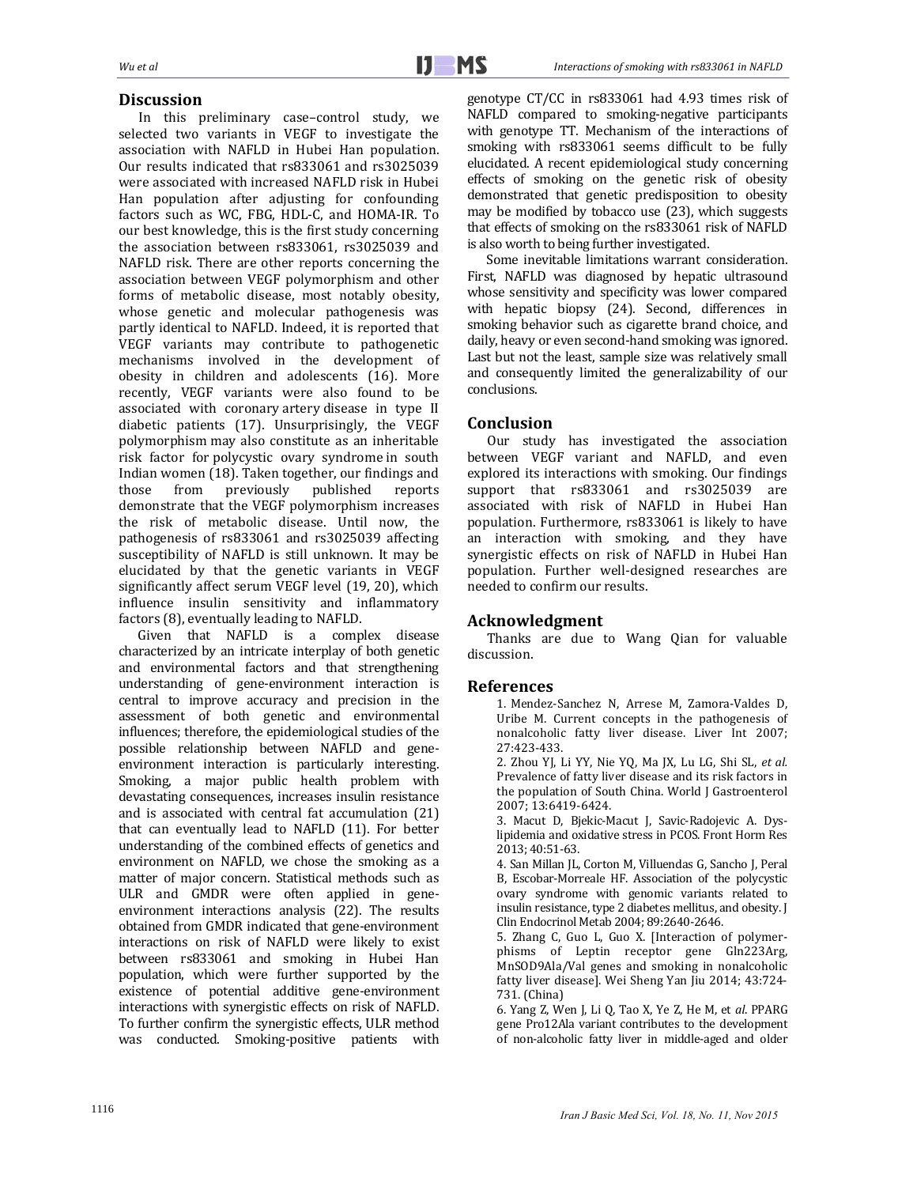## Discussion

In this preliminary case–control study, we selected two variants in VEGF to investigate the association with NAFLD in Hubei Han population. Our results indicated that rs833061 and rs3025039 were associated with increased NAFLD risk in Hubei Han population after adjusting for confounding factors such as WC, FBG, HDL-C, and HOMA-IR. To our best knowledge, this is the first study concerning the association between rs833061, rs3025039 and NAFLD risk. There are other reports concerning the association between VEGF polymorphism and other forms of metabolic disease, most notably obesity, whose genetic and molecular pathogenesis was partly identical to NAFLD. Indeed, it is reported that VEGF variants may contribute to pathogenetic mechanisms involved in the development of obesity in children and adolescents (16). More recently, VEGF variants were also found to be associated with coronary artery disease in type II diabetic patients (17). Unsurprisingly, the VEGF polymorphism may also constitute as an inheritable risk factor for polycystic ovary syndrome in south Indian women (18). Taken together, our findings and those from previously published reports demonstrate that the VEGF polymorphism increases the risk of metabolic disease. Until now, the pathogenesis of rs833061 and rs3025039 affecting susceptibility of NAFLD is still unknown. It may be elucidated by that the genetic variants in VEGF significantly affect serum VEGF level (19, 20), which influence insulin sensitivity and inflammatory factors (8), eventually leading to NAFLD.

Given that NAFLD is a complex disease characterized by an intricate interplay of both genetic and environmental factors and that strengthening understanding of gene-environment interaction is central to improve accuracy and precision in the assessment of both genetic and environmental influences; therefore, the epidemiological studies of the possible relationship between NAFLD and gene-environment interaction is particularly interesting. Smoking, a major public health problem with devastating consequences, increases insulin resistance and is associated with central fat accumulation (21) that can eventually lead to NAFLD (11). For better understanding of the combined effects of genetics and environment on NAFLD, we chose the smoking as a matter of major concern. Statistical methods such as ULR and GMDR were often applied in gene-environment interactions analysis (22). The results obtained from GMDR indicated that gene-environment interactions on risk of NAFLD were likely to exist between rs833061 and smoking in Hubei Han population, which were further supported by the existence of potential additive gene-environment interactions with synergistic effects on risk of NAFLD. To further confirm the synergistic effects, ULR method was conducted. Smoking-positive patients with genotype CT/CC in rs833061 had 4.93 times risk of NAFLD compared to smoking-negative participants with genotype TT. Mechanism of the interactions of smoking with rs833061 seems difficult to be fully elucidated. A recent epidemiological study concerning effects of smoking on the genetic risk of obesity demonstrated that genetic predisposition to obesity may be modified by tobacco use (23), which suggests that effects of smoking on the rs833061 risk of NAFLD is also worth to being further investigated.

Some inevitable limitations warrant consideration. First, NAFLD was diagnosed by hepatic ultrasound whose sensitivity and specificity was lower compared with hepatic biopsy (24). Second, differences in smoking behavior such as cigarette brand choice, and daily, heavy or even second-hand smoking was ignored. Last but not the least, sample size was relatively small and consequently limited the generalizability of our conclusions.

## Conclusion

Our study has investigated the association between VEGF variant and NAFLD, and even explored its interactions with smoking. Our findings support that rs833061 and rs3025039 are associated with risk of NAFLD in Hubei Han population. Furthermore, rs833061 is likely to have an interaction with smoking, and they have synergistic effects on risk of NAFLD in Hubei Han population. Further well-designed researches are needed to confirm our results.

## Acknowledgment

Thanks are due to Wang Qian for valuable discussion.

## References

1. Mendez-Sanchez N, Arrese M, Zamora-Valdes D, Uribe M. Current concepts in the pathogenesis of nonalcoholic fatty liver disease. Liver Int 2007; 27:423-433.
2. Zhou YJ, Li YY, Nie YQ, Ma JX, Lu LG, Shi SL, *et al*. Prevalence of fatty liver disease and its risk factors in the population of South China. World J Gastroenterol 2007; 13:6419-6424.
3. Macut D, Bjekic-Macut J, Savic-Radojevic A. Dyslipidemia and oxidative stress in PCOS. Front Horm Res 2013; 40:51-63.
4. San Millan JL, Corton M, Villuendas G, Sancho J, Peral B, Escobar-Morreale HF. Association of the polycystic ovary syndrome with genomic variants related to insulin resistance, type 2 diabetes mellitus, and obesity. J Clin Endocrinol Metab 2004; 89:2640-2646.
5. Zhang C, Guo L, Guo X. [Interaction of polymerphisms of Leptin receptor gene Gln223Arg, MnSOD9Ala/Val genes and smoking in nonalcoholic fatty liver disease]. Wei Sheng Yan Jiu 2014; 43:724-731. (China)
6. Yang Z, Wen J, Li Q, Tao X, Ye Z, He M, et *al*. PPARG gene Pro12Ala variant contributes to the development of non-alcoholic fatty liver in middle-aged and older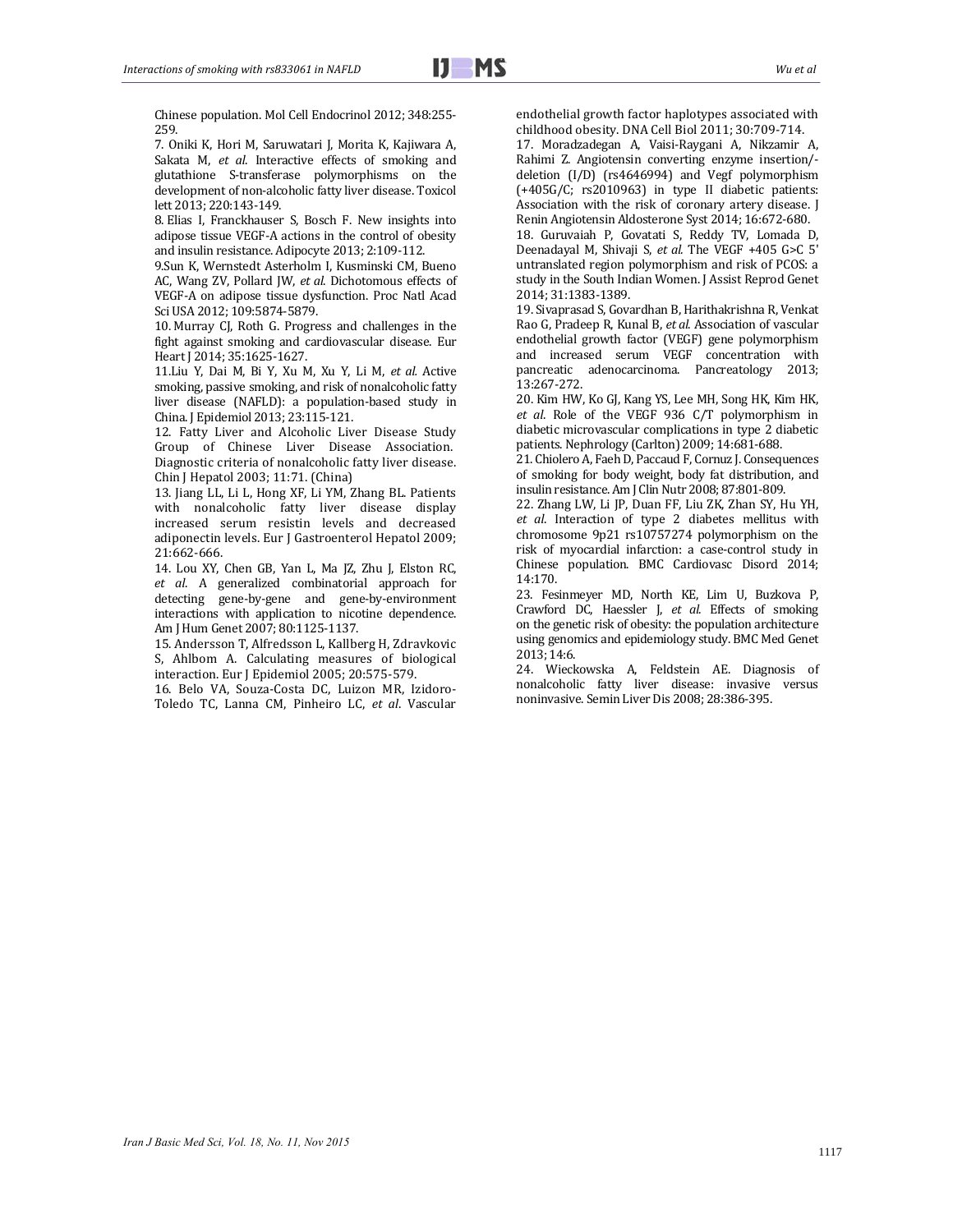Chinese population. Mol Cell Endocrinol 2012; 348:255-259.

7. Oniki K, Hori M, Saruwatari J, Morita K, Kajiwara A, Sakata M, *et al*. Interactive effects of smoking and glutathione S-transferase polymorphisms on the development of non-alcoholic fatty liver disease. Toxicol lett 2013; 220:143-149.

8. Elias I, Franckhauser S, Bosch F. New insights into adipose tissue VEGF-A actions in the control of obesity and insulin resistance. Adipocyte 2013; 2:109-112.

9.Sun K, Wernstedt Asterholm I, Kusminski CM, Bueno AC, Wang ZV, Pollard JW, *et al*. Dichotomous effects of VEGF-A on adipose tissue dysfunction. Proc Natl Acad Sci USA 2012; 109:5874-5879.

10. Murray CJ, Roth G. Progress and challenges in the fight against smoking and cardiovascular disease. Eur Heart J 2014; 35:1625-1627.

11.Liu Y, Dai M, Bi Y, Xu M, Xu Y, Li M, *et al*. Active smoking, passive smoking, and risk of nonalcoholic fatty liver disease (NAFLD): a population-based study in China. J Epidemiol 2013; 23:115-121.

12. Fatty Liver and Alcoholic Liver Disease Study Group of Chinese Liver Disease Association. Diagnostic criteria of nonalcoholic fatty liver disease. Chin J Hepatol 2003; 11:71. (China)

13. Jiang LL, Li L, Hong XF, Li YM, Zhang BL. Patients with nonalcoholic fatty liver disease display increased serum resistin levels and decreased adiponectin levels. Eur J Gastroenterol Hepatol 2009; 21:662-666.

14. Lou XY, Chen GB, Yan L, Ma JZ, Zhu J, Elston RC, *et al*. A generalized combinatorial approach for detecting gene-by-gene and gene-by-environment interactions with application to nicotine dependence. Am J Hum Genet 2007; 80:1125-1137.

15. Andersson T, Alfredsson L, Kallberg H, Zdravkovic S, Ahlbom A. Calculating measures of biological interaction. Eur J Epidemiol 2005; 20:575-579.

16. Belo VA, Souza-Costa DC, Luizon MR, Izidoro-Toledo TC, Lanna CM, Pinheiro LC, *et al*. Vascular endothelial growth factor haplotypes associated with childhood obesity. DNA Cell Biol 2011; 30:709-714.

17. Moradzadegan A, Vaisi-Raygani A, Nikzamir A, Rahimi Z. Angiotensin converting enzyme insertion/-deletion (I/D) (rs4646994) and Vegf polymorphism (+405G/C; rs2010963) in type II diabetic patients: Association with the risk of coronary artery disease. J Renin Angiotensin Aldosterone Syst 2014; 16:672-680.

18. Guruvaiah P, Govatati S, Reddy TV, Lomada D, Deenadayal M, Shivaji S, *et al*. The VEGF +405 G>C 5' untranslated region polymorphism and risk of PCOS: a study in the South Indian Women. J Assist Reprod Genet 2014; 31:1383-1389.

19. Sivaprasad S, Govardhan B, Harithakrishna R, Venkat Rao G, Pradeep R, Kunal B, *et al*. Association of vascular endothelial growth factor (VEGF) gene polymorphism and increased serum VEGF concentration with pancreatic adenocarcinoma. Pancreatology 2013; 13:267-272.

20. Kim HW, Ko GJ, Kang YS, Lee MH, Song HK, Kim HK, *et al*. Role of the VEGF 936 C/T polymorphism in diabetic microvascular complications in type 2 diabetic patients. Nephrology (Carlton) 2009; 14:681-688.

21. Chiolero A, Faeh D, Paccaud F, Cornuz J. Consequences of smoking for body weight, body fat distribution, and insulin resistance. Am J Clin Nutr 2008; 87:801-809.

22. Zhang LW, Li JP, Duan FF, Liu ZK, Zhan SY, Hu YH, *et al*. Interaction of type 2 diabetes mellitus with chromosome 9p21 rs10757274 polymorphism on the risk of myocardial infarction: a case-control study in Chinese population. BMC Cardiovasc Disord 2014; 14:170.

23. Fesinmeyer MD, North KE, Lim U, Buzkova P, Crawford DC, Haessler J, *et al*. Effects of smoking on the genetic risk of obesity: the population architecture using genomics and epidemiology study. BMC Med Genet 2013; 14:6.

24. Wieckowska A, Feldstein AE. Diagnosis of nonalcoholic fatty liver disease: invasive versus noninvasive. Semin Liver Dis 2008; 28:386-395.